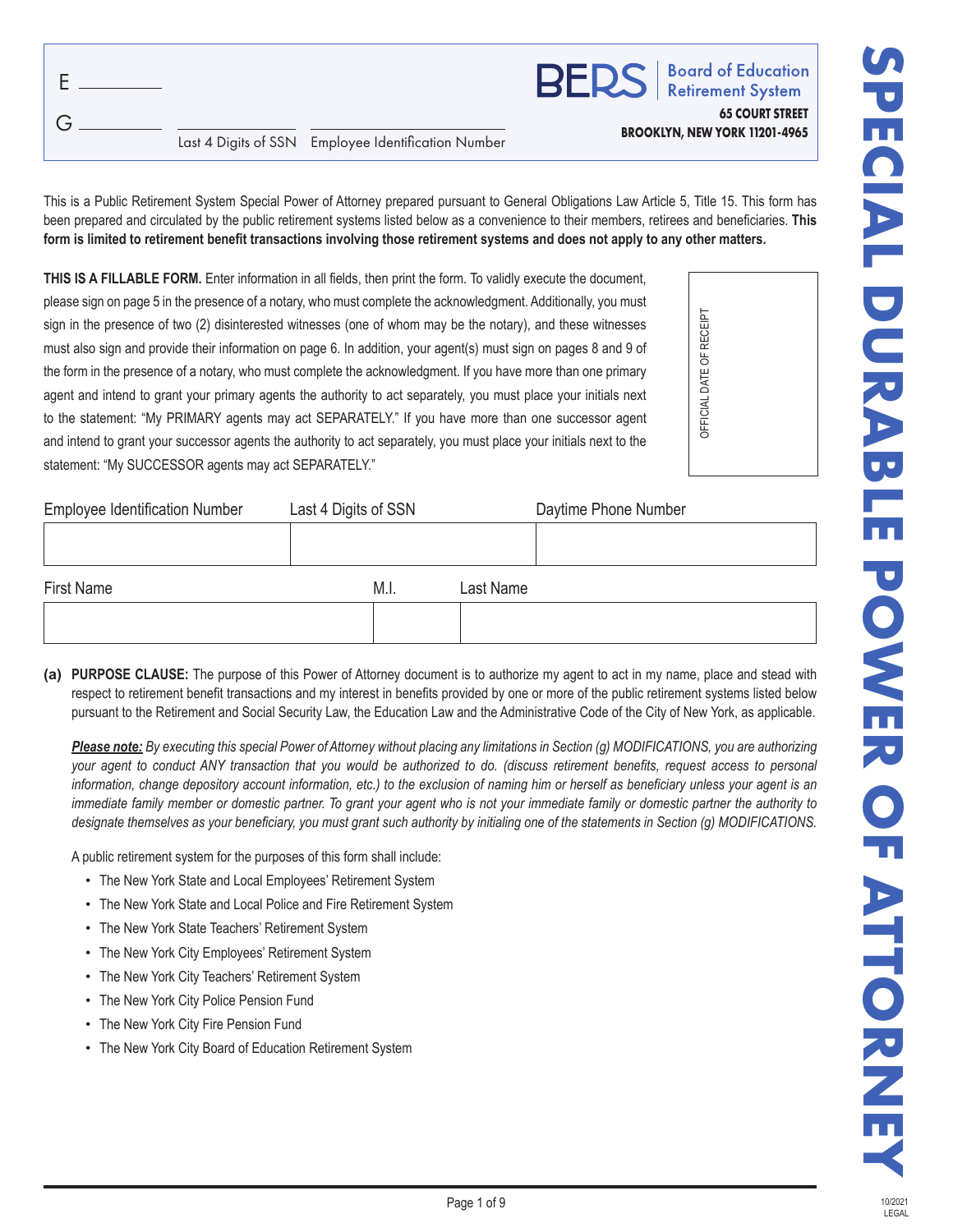E ________

G ________ ________ ________

Last 4 Digits of SSN Employee Identification Number

BERS | Board of Education Retirement System

**65 COURT STREET**
**BROOKLYN, NEW YORK 11201-4965**

# SPECIAL DURABLE POWER OF ATTORNEY

This is a Public Retirement System Special Power of Attorney prepared pursuant to General Obligations Law Article 5, Title 15. This form has been prepared and circulated by the public retirement systems listed below as a convenience to their members, retirees and beneficiaries. **This form is limited to retirement benefit transactions involving those retirement systems and does not apply to any other matters.**

**THIS IS A FILLABLE FORM.** Enter information in all fields, then print the form. To validly execute the document, please sign on page 5 in the presence of a notary, who must complete the acknowledgment. Additionally, you must sign in the presence of two (2) disinterested witnesses (one of whom may be the notary), and these witnesses must also sign and provide their information on page 6. In addition, your agent(s) must sign on pages 8 and 9 of the form in the presence of a notary, who must complete the acknowledgment. If you have more than one primary agent and intend to grant your primary agents the authority to act separately, you must place your initials next to the statement: "My PRIMARY agents may act SEPARATELY." If you have more than one successor agent and intend to grant your successor agents the authority to act separately, you must place your initials next to the statement: "My SUCCESSOR agents may act SEPARATELY."

OFFICIAL DATE OF RECEIPT

| Employee Identification Number | Last 4 Digits of SSN | Daytime Phone Number |
|---|---|---|
| | | |

| First Name | M.I. | Last Name |
|---|---|---|
| | | |

**(a) PURPOSE CLAUSE:** The purpose of this Power of Attorney document is to authorize my agent to act in my name, place and stead with respect to retirement benefit transactions and my interest in benefits provided by one or more of the public retirement systems listed below pursuant to the Retirement and Social Security Law, the Education Law and the Administrative Code of the City of New York, as applicable.

***Please note:*** *By executing this special Power of Attorney without placing any limitations in Section (g) MODIFICATIONS, you are authorizing your agent to conduct ANY transaction that you would be authorized to do. (discuss retirement benefits, request access to personal information, change depository account information, etc.) to the exclusion of naming him or herself as beneficiary unless your agent is an immediate family member or domestic partner. To grant your agent who is not your immediate family or domestic partner the authority to designate themselves as your beneficiary, you must grant such authority by initialing one of the statements in Section (g) MODIFICATIONS.*

A public retirement system for the purposes of this form shall include:

- The New York State and Local Employees' Retirement System
- The New York State and Local Police and Fire Retirement System
- The New York State Teachers' Retirement System
- The New York City Employees' Retirement System
- The New York City Teachers' Retirement System
- The New York City Police Pension Fund
- The New York City Fire Pension Fund
- The New York City Board of Education Retirement System

10/2021
LEGAL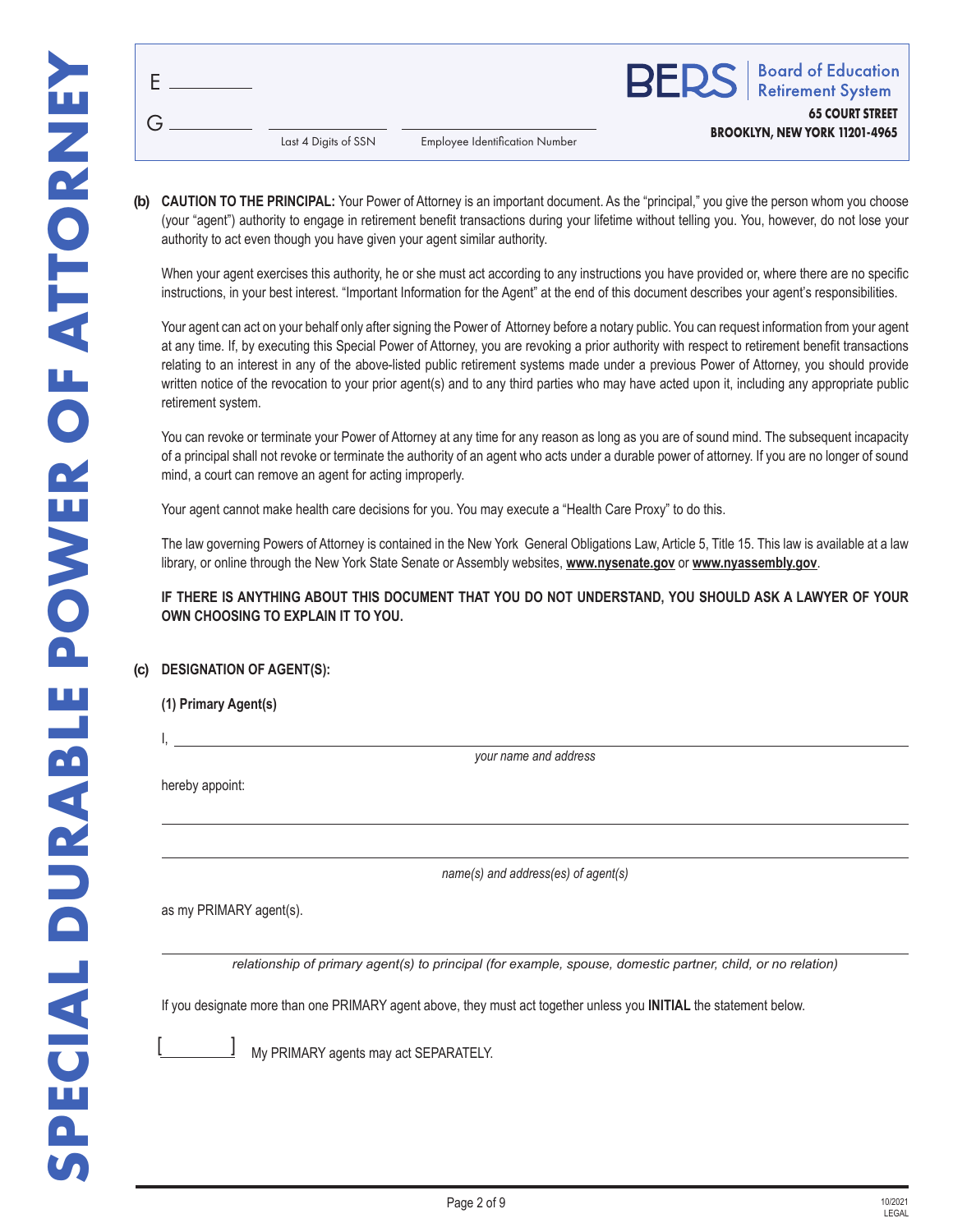E ________

G ________ ________ ________

Last 4 Digits of SSN — Employee Identification Number

**BERS** | Board of Education Retirement System

**65 COURT STREET**
**BROOKLYN, NEW YORK 11201-4965**

**SPECIAL DURABLE POWER OF ATTORNEY**

**(b) CAUTION TO THE PRINCIPAL:** Your Power of Attorney is an important document. As the "principal," you give the person whom you choose (your "agent") authority to engage in retirement benefit transactions during your lifetime without telling you. You, however, do not lose your authority to act even though you have given your agent similar authority.

When your agent exercises this authority, he or she must act according to any instructions you have provided or, where there are no specific instructions, in your best interest. "Important Information for the Agent" at the end of this document describes your agent's responsibilities.

Your agent can act on your behalf only after signing the Power of Attorney before a notary public. You can request information from your agent at any time. If, by executing this Special Power of Attorney, you are revoking a prior authority with respect to retirement benefit transactions relating to an interest in any of the above-listed public retirement systems made under a previous Power of Attorney, you should provide written notice of the revocation to your prior agent(s) and to any third parties who may have acted upon it, including any appropriate public retirement system.

You can revoke or terminate your Power of Attorney at any time for any reason as long as you are of sound mind. The subsequent incapacity of a principal shall not revoke or terminate the authority of an agent who acts under a durable power of attorney. If you are no longer of sound mind, a court can remove an agent for acting improperly.

Your agent cannot make health care decisions for you. You may execute a "Health Care Proxy" to do this.

The law governing Powers of Attorney is contained in the New York General Obligations Law, Article 5, Title 15. This law is available at a law library, or online through the New York State Senate or Assembly websites, **www.nysenate.gov** or **www.nyassembly.gov**.

**IF THERE IS ANYTHING ABOUT THIS DOCUMENT THAT YOU DO NOT UNDERSTAND, YOU SHOULD ASK A LAWYER OF YOUR OWN CHOOSING TO EXPLAIN IT TO YOU.**

**(c) DESIGNATION OF AGENT(S):**

**(1) Primary Agent(s)**

I, ________________________________________

*your name and address*

hereby appoint:

________________________________________

________________________________________

*name(s) and address(es) of agent(s)*

as my PRIMARY agent(s).

________________________________________

*relationship of primary agent(s) to principal (for example, spouse, domestic partner, child, or no relation)*

If you designate more than one PRIMARY agent above, they must act together unless you **INITIAL** the statement below.

[ ________ ] My PRIMARY agents may act SEPARATELY.

10/2021
LEGAL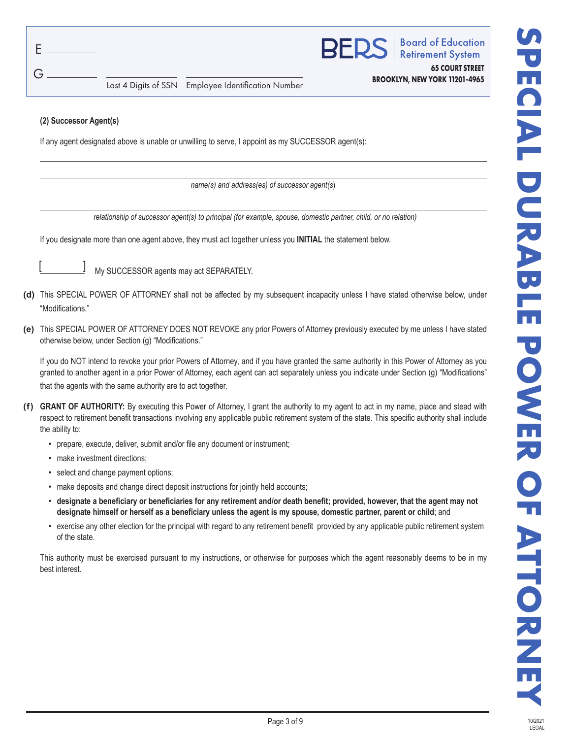E ________

G ________ ________ ________

Last 4 Digits of SSN Employee Identification Number

**BERS** Board of Education Retirement System

**65 COURT STREET**
**BROOKLYN, NEW YORK 11201-4965**

**(2) Successor Agent(s)**

If any agent designated above is unable or unwilling to serve, I appoint as my SUCCESSOR agent(s):

_______________________________________________

_______________________________________________

*name(s) and address(es) of successor agent(s)*

_______________________________________________

*relationship of successor agent(s) to principal (for example, spouse, domestic partner, child, or no relation)*

If you designate more than one agent above, they must act together unless you **INITIAL** the statement below.

[ ________ ] My SUCCESSOR agents may act SEPARATELY.

**(d)** This SPECIAL POWER OF ATTORNEY shall not be affected by my subsequent incapacity unless I have stated otherwise below, under "Modifications."

**(e)** This SPECIAL POWER OF ATTORNEY DOES NOT REVOKE any prior Powers of Attorney previously executed by me unless I have stated otherwise below, under Section (g) "Modifications."

If you do NOT intend to revoke your prior Powers of Attorney, and if you have granted the same authority in this Power of Attorney as you granted to another agent in a prior Power of Attorney, each agent can act separately unless you indicate under Section (g) "Modifications" that the agents with the same authority are to act together.

**(f)** **GRANT OF AUTHORITY:** By executing this Power of Attorney, I grant the authority to my agent to act in my name, place and stead with respect to retirement benefit transactions involving any applicable public retirement system of the state. This specific authority shall include the ability to:

- prepare, execute, deliver, submit and/or file any document or instrument;
- make investment directions;
- select and change payment options;
- make deposits and change direct deposit instructions for jointly held accounts;
- **designate a beneficiary or beneficiaries for any retirement and/or death benefit; provided, however, that the agent may not designate himself or herself as a beneficiary unless the agent is my spouse, domestic partner, parent or child**; and
- exercise any other election for the principal with regard to any retirement benefit provided by any applicable public retirement system of the state.

This authority must be exercised pursuant to my instructions, or otherwise for purposes which the agent reasonably deems to be in my best interest.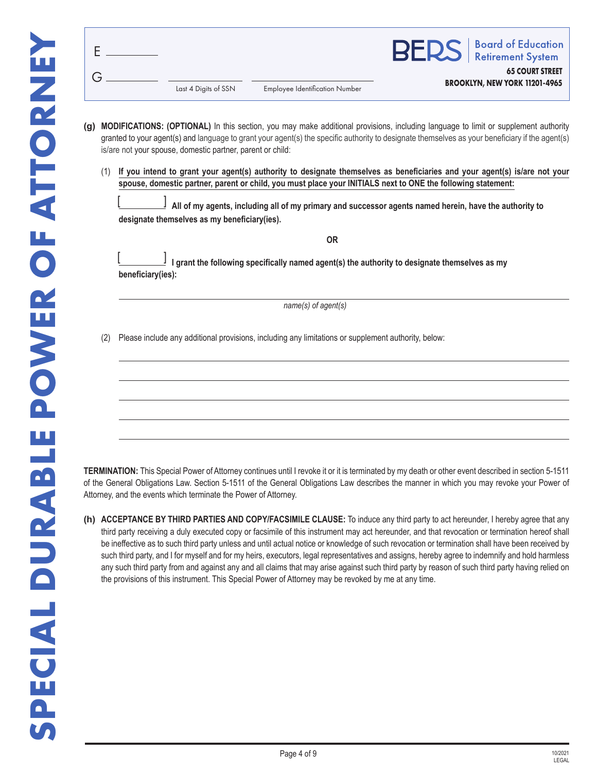E ________

G ________ ________________ ________________________

Last 4 Digits of SSN &nbsp;&nbsp;&nbsp; Employee Identification Number

**BERS** | Board of Education Retirement System

**65 COURT STREET**
**BROOKLYN, NEW YORK 11201-4965**

**(g) MODIFICATIONS: (OPTIONAL)** In this section, you may make additional provisions, including language to limit or supplement authority granted to your agent(s) and language to grant your agent(s) the specific authority to designate themselves as your beneficiary if the agent(s) is/are not your spouse, domestic partner, parent or child:

(1) **If you intend to grant your agent(s) authority to designate themselves as beneficiaries and your agent(s) is/are not your spouse, domestic partner, parent or child, you must place your INITIALS next to ONE the following statement:**

[________] **All of my agents, including all of my primary and successor agents named herein, have the authority to designate themselves as my beneficiary(ies).**

**OR**

[________] **I grant the following specifically named agent(s) the authority to designate themselves as my beneficiary(ies):**

______________________________________________

*name(s) of agent(s)*

(2) Please include any additional provisions, including any limitations or supplement authority, below:

______________________________________________

______________________________________________

______________________________________________

______________________________________________

______________________________________________

**TERMINATION:** This Special Power of Attorney continues until I revoke it or it is terminated by my death or other event described in section 5-1511 of the General Obligations Law. Section 5-1511 of the General Obligations Law describes the manner in which you may revoke your Power of Attorney, and the events which terminate the Power of Attorney.

**(h) ACCEPTANCE BY THIRD PARTIES AND COPY/FACSIMILE CLAUSE:** To induce any third party to act hereunder, I hereby agree that any third party receiving a duly executed copy or facsimile of this instrument may act hereunder, and that revocation or termination hereof shall be ineffective as to such third party unless and until actual notice or knowledge of such revocation or termination shall have been received by such third party, and I for myself and for my heirs, executors, legal representatives and assigns, hereby agree to indemnify and hold harmless any such third party from and against any and all claims that may arise against such third party by reason of such third party having relied on the provisions of this instrument. This Special Power of Attorney may be revoked by me at any time.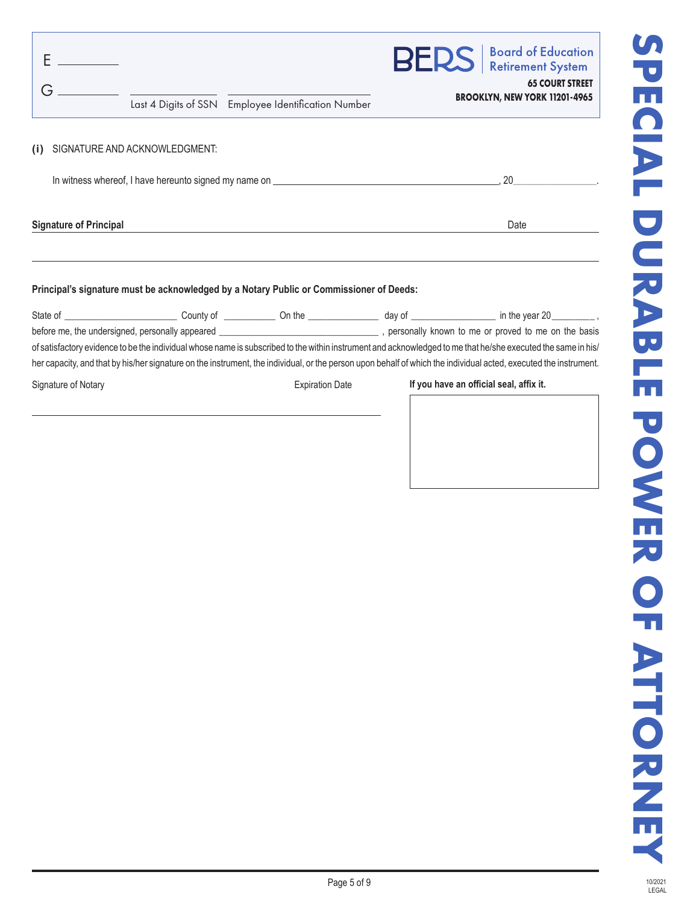E ____________

G ____________ ____________ ____________

Last 4 Digits of SSN Employee Identification Number

**BERS** Board of Education Retirement System

**65 COURT STREET**
**BROOKLYN, NEW YORK 11201-4965**

# SPECIAL DURABLE POWER OF ATTORNEY

**(i)** SIGNATURE AND ACKNOWLEDGMENT:

In witness whereof, I have hereunto signed my name on ______________________________________________, 20________________.

**Signature of Principal** ______________________________________________ Date ____________

**Principal's signature must be acknowledged by a Notary Public or Commissioner of Deeds:**

State of ______________________ County of __________ On the ______________ day of ________________ in the year 20_________ ,
before me, the undersigned, personally appeared _______________________________ , personally known to me or proved to me on the basis of satisfactory evidence to be the individual whose name is subscribed to the within instrument and acknowledged to me that he/she executed the same in his/her capacity, and that by his/her signature on the instrument, the individual, or the person upon behalf of which the individual acted, executed the instrument.

Signature of Notary ______________________________ Expiration Date ____________

**If you have an official seal, affix it.**

10/2021
LEGAL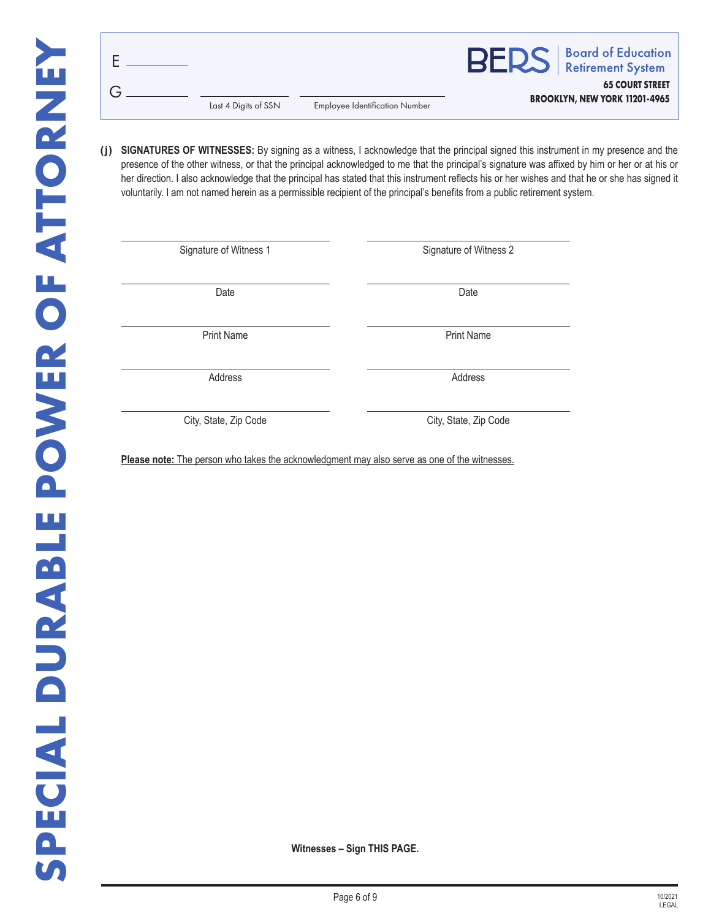E ________

G ________ ________________ ________________

Last 4 Digits of SSN | Employee Identification Number

**BERS** | Board of Education Retirement System

**65 COURT STREET**
**BROOKLYN, NEW YORK 11201-4965**

**(j) SIGNATURES OF WITNESSES:** By signing as a witness, I acknowledge that the principal signed this instrument in my presence and the presence of the other witness, or that the principal acknowledged to me that the principal's signature was affixed by him or her or at his or her direction. I also acknowledge that the principal has stated that this instrument reflects his or her wishes and that he or she has signed it voluntarily. I am not named herein as a permissible recipient of the principal's benefits from a public retirement system.

| | |
|---|---|
| ______________________ | ______________________ |
| Signature of Witness 1 | Signature of Witness 2 |
| ______________________ | ______________________ |
| Date | Date |
| ______________________ | ______________________ |
| Print Name | Print Name |
| ______________________ | ______________________ |
| Address | Address |
| ______________________ | ______________________ |
| City, State, Zip Code | City, State, Zip Code |

**Please note:** The person who takes the acknowledgment may also serve as one of the witnesses.

**Witnesses – Sign THIS PAGE.**

10/2021
LEGAL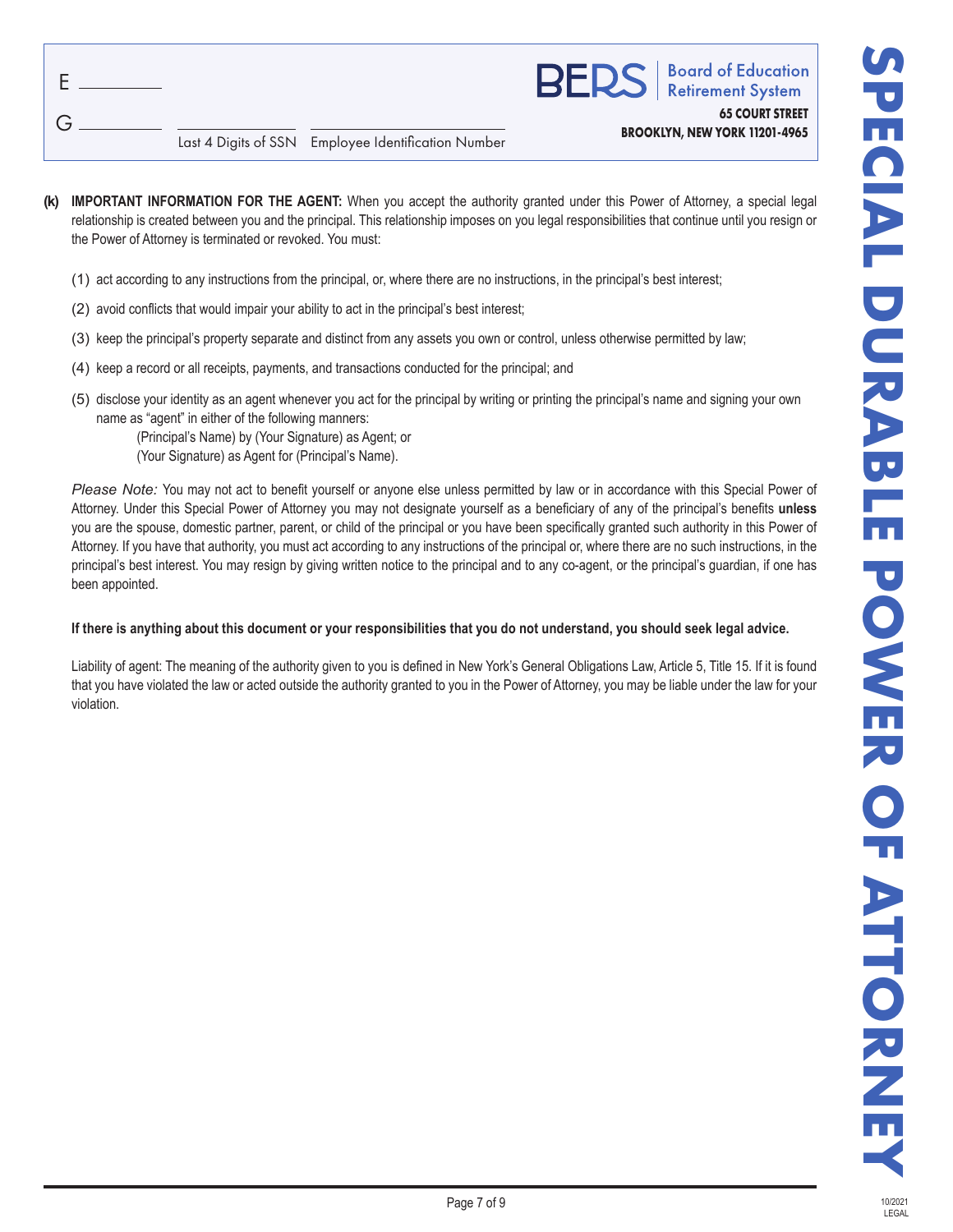E ________

G ________ ________ ________

Last 4 Digits of SSN Employee Identification Number

**BERS** | Board of Education Retirement System

**65 COURT STREET**
**BROOKLYN, NEW YORK 11201-4965**

**(k) IMPORTANT INFORMATION FOR THE AGENT:** When you accept the authority granted under this Power of Attorney, a special legal relationship is created between you and the principal. This relationship imposes on you legal responsibilities that continue until you resign or the Power of Attorney is terminated or revoked. You must:

(1) act according to any instructions from the principal, or, where there are no instructions, in the principal's best interest;

(2) avoid conflicts that would impair your ability to act in the principal's best interest;

(3) keep the principal's property separate and distinct from any assets you own or control, unless otherwise permitted by law;

(4) keep a record or all receipts, payments, and transactions conducted for the principal; and

(5) disclose your identity as an agent whenever you act for the principal by writing or printing the principal's name and signing your own name as "agent" in either of the following manners:
 (Principal's Name) by (Your Signature) as Agent; or
 (Your Signature) as Agent for (Principal's Name).

*Please Note:* You may not act to benefit yourself or anyone else unless permitted by law or in accordance with this Special Power of Attorney. Under this Special Power of Attorney you may not designate yourself as a beneficiary of any of the principal's benefits **unless** you are the spouse, domestic partner, parent, or child of the principal or you have been specifically granted such authority in this Power of Attorney. If you have that authority, you must act according to any instructions of the principal or, where there are no such instructions, in the principal's best interest. You may resign by giving written notice to the principal and to any co-agent, or the principal's guardian, if one has been appointed.

**If there is anything about this document or your responsibilities that you do not understand, you should seek legal advice.**

Liability of agent: The meaning of the authority given to you is defined in New York's General Obligations Law, Article 5, Title 15. If it is found that you have violated the law or acted outside the authority granted to you in the Power of Attorney, you may be liable under the law for your violation.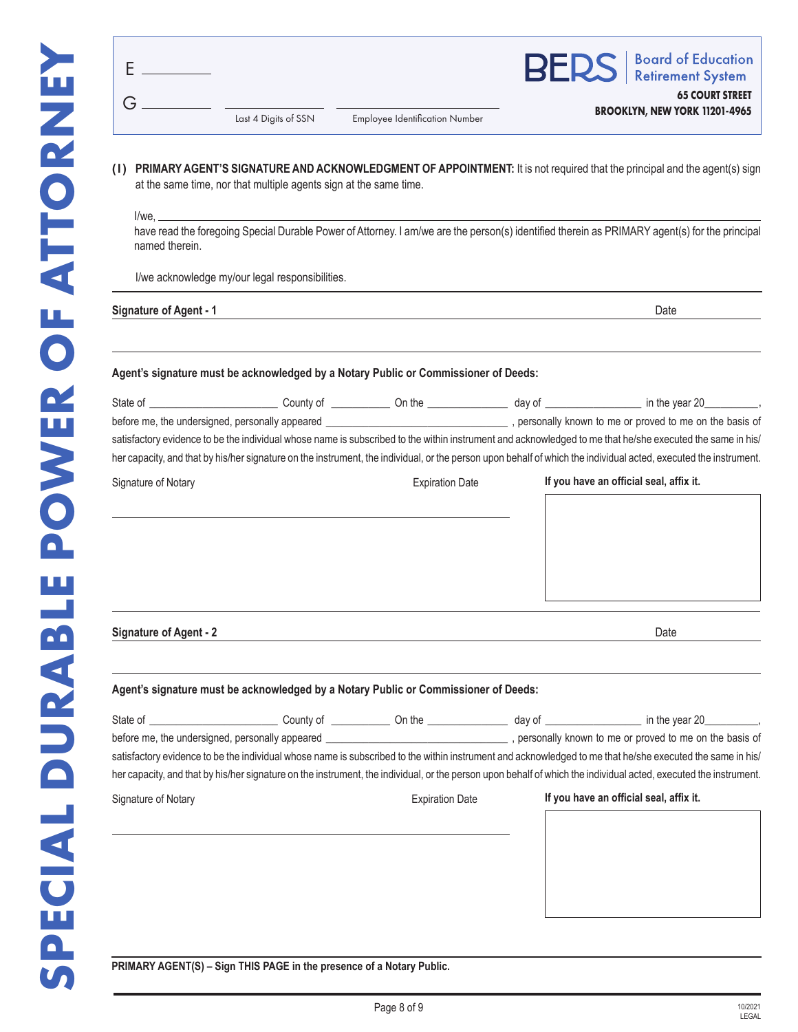# SPECIAL DURABLE POWER OF ATTORNEY

E ________

G ________ ________ ________

Last 4 Digits of SSN — Employee Identification Number

**BERS** | Board of Education Retirement System

**65 COURT STREET**
**BROOKLYN, NEW YORK 11201-4965**

**(I) PRIMARY AGENT'S SIGNATURE AND ACKNOWLEDGMENT OF APPOINTMENT:** It is not required that the principal and the agent(s) sign at the same time, nor that multiple agents sign at the same time.

I/we, ____________________________________________
have read the foregoing Special Durable Power of Attorney. I am/we are the person(s) identified therein as PRIMARY agent(s) for the principal named therein.

I/we acknowledge my/our legal responsibilities.

**Signature of Agent - 1** ____________________________________________ Date ____________

**Agent's signature must be acknowledged by a Notary Public or Commissioner of Deeds:**

State of ______________________ County of __________ On the ______________ day of ________________ in the year 20_________, before me, the undersigned, personally appeared ________________________________, personally known to me or proved to me on the basis of satisfactory evidence to be the individual whose name is subscribed to the within instrument and acknowledged to me that he/she executed the same in his/her capacity, and that by his/her signature on the instrument, the individual, or the person upon behalf of which the individual acted, executed the instrument.

Signature of Notary ____________________ Expiration Date ____________

**If you have an official seal, affix it.**

**Signature of Agent - 2** ____________________________________________ Date ____________

**Agent's signature must be acknowledged by a Notary Public or Commissioner of Deeds:**

State of ______________________ County of __________ On the ______________ day of ________________ in the year 20_________, before me, the undersigned, personally appeared ________________________________, personally known to me or proved to me on the basis of satisfactory evidence to be the individual whose name is subscribed to the within instrument and acknowledged to me that he/she executed the same in his/her capacity, and that by his/her signature on the instrument, the individual, or the person upon behalf of which the individual acted, executed the instrument.

Signature of Notary ____________________ Expiration Date ____________

**If you have an official seal, affix it.**

**PRIMARY AGENT(S) – Sign THIS PAGE in the presence of a Notary Public.**

10/2021
LEGAL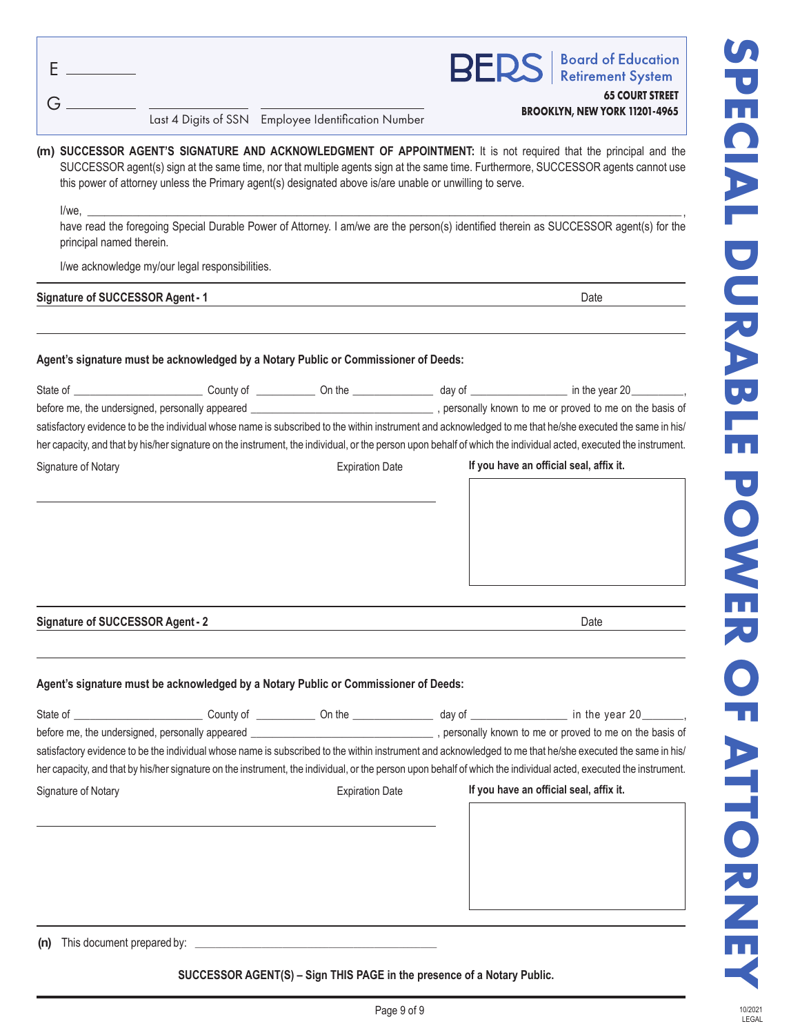E ________

G ________ ________ ________

Last 4 Digits of SSN Employee Identification Number

BERS | Board of Education Retirement System

**65 COURT STREET**
**BROOKLYN, NEW YORK 11201-4965**

**SPECIAL DURABLE POWER OF ATTORNEY**

**(m) SUCCESSOR AGENT'S SIGNATURE AND ACKNOWLEDGMENT OF APPOINTMENT:** It is not required that the principal and the SUCCESSOR agent(s) sign at the same time, nor that multiple agents sign at the same time. Furthermore, SUCCESSOR agents cannot use this power of attorney unless the Primary agent(s) designated above is/are unable or unwilling to serve.

I/we, ______________________________________________________________________________,
have read the foregoing Special Durable Power of Attorney. I am/we are the person(s) identified therein as SUCCESSOR agent(s) for the principal named therein.

I/we acknowledge my/our legal responsibilities.

**Signature of SUCCESSOR Agent - 1** ______________________________ Date ________

**Agent's signature must be acknowledged by a Notary Public or Commissioner of Deeds:**

State of ____________________ County of __________ On the ____________ day of ______________ in the year 20________,
before me, the undersigned, personally appeared ______________________________, personally known to me or proved to me on the basis of satisfactory evidence to be the individual whose name is subscribed to the within instrument and acknowledged to me that he/she executed the same in his/her capacity, and that by his/her signature on the instrument, the individual, or the person upon behalf of which the individual acted, executed the instrument.

Signature of Notary ______________________ Expiration Date ____________

**If you have an official seal, affix it.**

**Signature of SUCCESSOR Agent - 2** ______________________________ Date ________

**Agent's signature must be acknowledged by a Notary Public or Commissioner of Deeds:**

State of ____________________ County of __________ On the ____________ day of ______________ in the year 20_______,
before me, the undersigned, personally appeared ______________________________, personally known to me or proved to me on the basis of satisfactory evidence to be the individual whose name is subscribed to the within instrument and acknowledged to me that he/she executed the same in his/her capacity, and that by his/her signature on the instrument, the individual, or the person upon behalf of which the individual acted, executed the instrument.

Signature of Notary ______________________ Expiration Date ____________

**If you have an official seal, affix it.**

**(n)** This document prepared by: ________________________________________

**SUCCESSOR AGENT(S) – Sign THIS PAGE in the presence of a Notary Public.**

10/2021
LEGAL